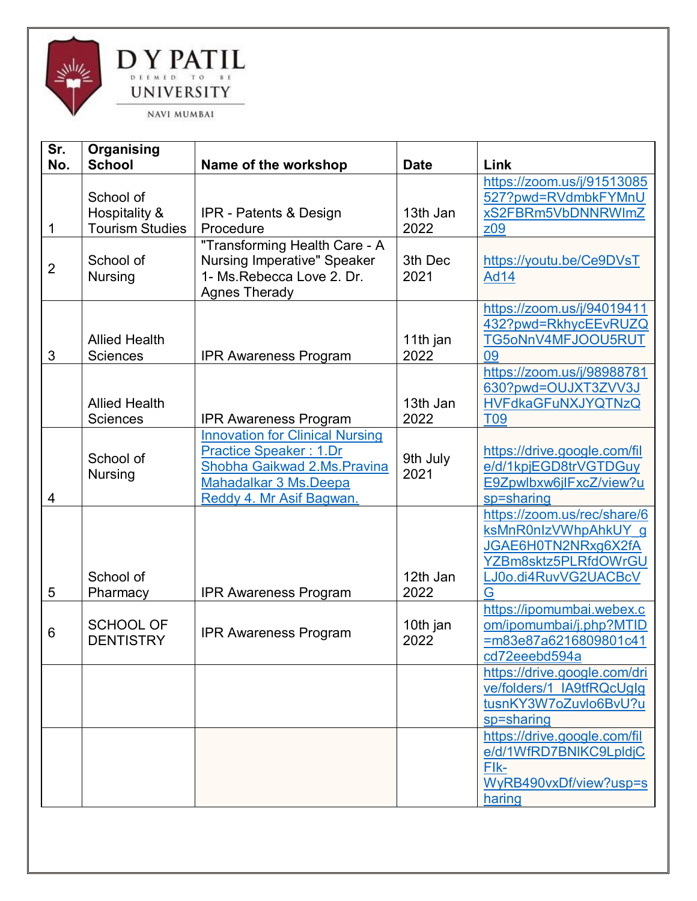D Y PATIL DEEMED TO BE UNIVERSITY NAVI MUMBAI

| Sr. No. | Organising School | Name of the workshop | Date | Link |
|---|---|---|---|---|
| 1 | School of Hospitality & Tourism Studies | IPR - Patents & Design Procedure | 13th Jan 2022 | https://zoom.us/j/91513085527?pwd=RVdmbkFYMnUxS2FBRm5VbDNNRWImZz09 |
| 2 | School of Nursing | "Transforming Health Care - A Nursing Imperative" Speaker 1- Ms.Rebecca Love 2. Dr. Agnes Therady | 3th Dec 2021 | https://youtu.be/Ce9DVsTAd14 |
| 3 | Allied Health Sciences | IPR Awareness Program | 11th jan 2022 | https://zoom.us/j/94019411432?pwd=RkhycEEvRUZQTG5oNnV4MFJOOU5RUT09 |
| | Allied Health Sciences | IPR Awareness Program | 13th Jan 2022 | https://zoom.us/j/98988781630?pwd=OUJXT3ZVV3JHVFdkaGFuNXJYQTNzQT09 |
| 4 | School of Nursing | Innovation for Clinical Nursing Practice Speaker : 1.Dr Shobha Gaikwad 2.Ms.Pravina Mahadalkar 3 Ms.Deepa Reddy 4. Mr Asif Bagwan. | 9th July 2021 | https://drive.google.com/file/d/1kpjEGD8trVGTDGuyE9Zpwlbxw6jlFxcZ/view?usp=sharing |
| 5 | School of Pharmacy | IPR Awareness Program | 12th Jan 2022 | https://zoom.us/rec/share/6ksMnR0nIzVWhpAhkUY_gJGAE6H0TN2NRxg6X2fAYZBm8sktz5PLRfdOWrGULJ0o.di4RuvVG2UACBcVG |
| 6 | SCHOOL OF DENTISTRY | IPR Awareness Program | 10th jan 2022 | https://ipomumbai.webex.com/ipomumbai/j.php?MTID=m83e87a6216809801c41cd72eeebd594a |
| | | | | https://drive.google.com/drive/folders/1_IA9tfRQcUgIgtusnKY3W7oZuvlo6BvU?usp=sharing |
| | | | | https://drive.google.com/file/d/1WfRD7BNlKC9LpldjCFlk-WyRB490vxDf/view?usp=sharing |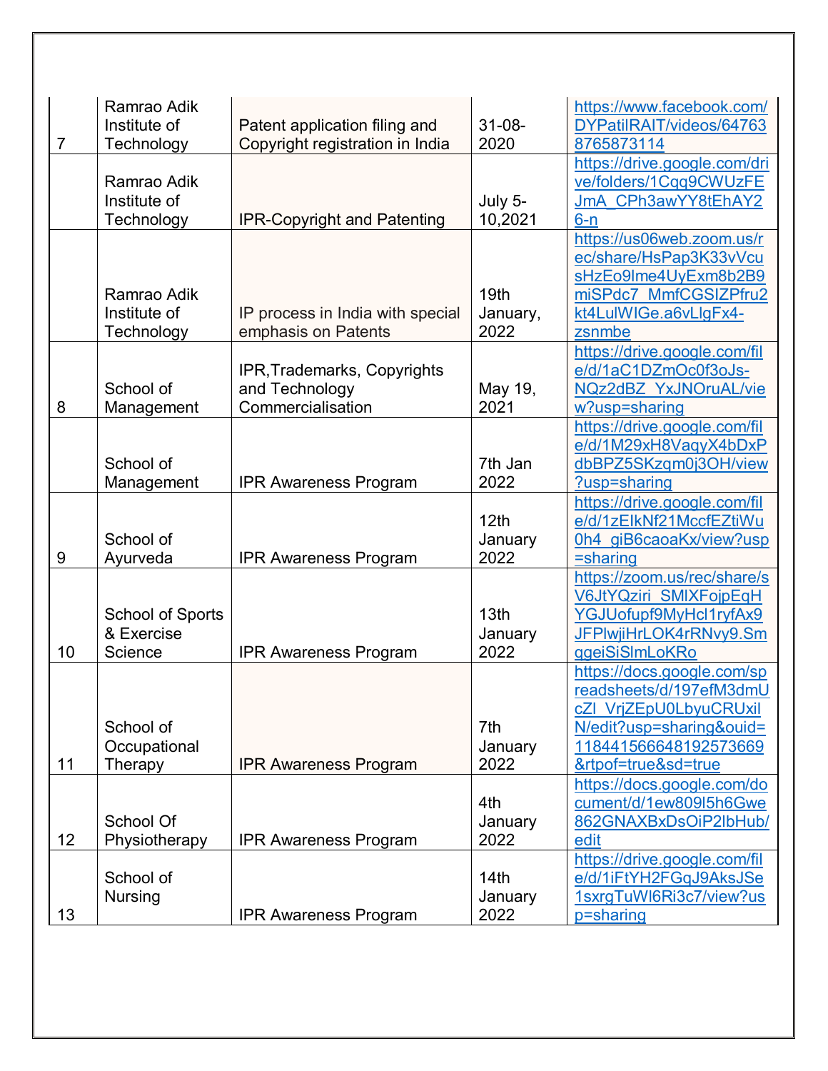| | | | | |
|---|---|---|---|---|
| 7 | Ramrao Adik Institute of Technology | Patent application filing and Copyright registration in India | 31-08-2020 | https://www.facebook.com/DYPatilRAIT/videos/647638765873114 |
| | Ramrao Adik Institute of Technology | IPR-Copyright and Patenting | July 5-10,2021 | https://drive.google.com/drive/folders/1Cqq9CWUzFEJmA_CPh3awYY8tEhAY26-n |
| | Ramrao Adik Institute of Technology | IP process in India with special emphasis on Patents | 19th January, 2022 | https://us06web.zoom.us/rec/share/HsPap3K33vVcusHzEo9lme4UyExm8b2B9miSPdc7_MmfCGSIZPfru2kt4LulWIGe.a6vLlgFx4-zsnmbe |
| 8 | School of Management | IPR,Trademarks, Copyrights and Technology Commercialisation | May 19, 2021 | https://drive.google.com/file/d/1aC1DZmOc0f3oJs-NQz2dBZ_YxJNOruAL/view?usp=sharing |
| | School of Management | IPR Awareness Program | 7th Jan 2022 | https://drive.google.com/file/d/1M29xH8VaqyX4bDxPdbBPZ5SKzqm0j3OH/view?usp=sharing |
| 9 | School of Ayurveda | IPR Awareness Program | 12th January 2022 | https://drive.google.com/file/d/1zEIkNf21MccfEZtiWu0h4_giB6caoaKx/view?usp=sharing |
| 10 | School of Sports & Exercise Science | IPR Awareness Program | 13th January 2022 | https://zoom.us/rec/share/sV6JtYQziri_SMlXFojpEqHYGJUofupf9MyHcl1ryfAx9JFPlwjiHrLOK4rRNvy9.SmqgeiSiSlmLoKRo |
| 11 | School of Occupational Therapy | IPR Awareness Program | 7th January 2022 | https://docs.google.com/spreadsheets/d/197efM3dmUcZl_VrjZEpU0LbyuCRUxilN/edit?usp=sharing&ouid=118441566648192573669&rtpof=true&sd=true |
| 12 | School Of Physiotherapy | IPR Awareness Program | 4th January 2022 | https://docs.google.com/document/d/1ew809l5h6Gwe862GNAXBxDsOiP2lbHub/edit |
| 13 | School of Nursing | IPR Awareness Program | 14th January 2022 | https://drive.google.com/file/d/1iFtYH2FGqJ9AksJSe1sxrgTuWl6Ri3c7/view?usp=sharing |